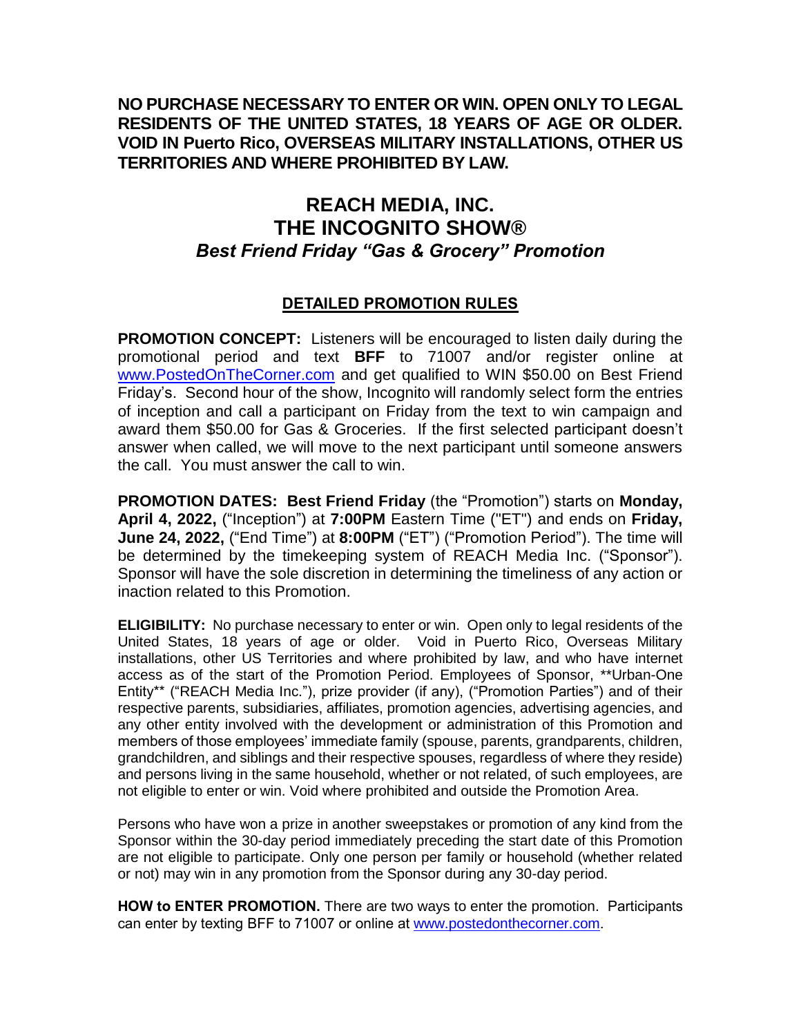**NO PURCHASE NECESSARY TO ENTER OR WIN. OPEN ONLY TO LEGAL RESIDENTS OF THE UNITED STATES, 18 YEARS OF AGE OR OLDER. VOID IN Puerto Rico, OVERSEAS MILITARY INSTALLATIONS, OTHER US TERRITORIES AND WHERE PROHIBITED BY LAW.**

# REACH MEDIA, INC.
# THE INCOGNITO SHOW®
## *Best Friend Friday "Gas & Grocery" Promotion*

### DETAILED PROMOTION RULES

**PROMOTION CONCEPT:** Listeners will be encouraged to listen daily during the promotional period and text **BFF** to 71007 and/or register online at www.PostedOnTheCorner.com and get qualified to WIN $50.00 on Best Friend Friday's. Second hour of the show, Incognito will randomly select form the entries of inception and call a participant on Friday from the text to win campaign and award them $50.00 for Gas & Groceries. If the first selected participant doesn't answer when called, we will move to the next participant until someone answers the call. You must answer the call to win.

**PROMOTION DATES: Best Friend Friday** (the "Promotion") starts on **Monday, April 4, 2022,** ("Inception") at **7:00PM** Eastern Time ("ET") and ends on **Friday, June 24, 2022,** ("End Time") at **8:00PM** ("ET") ("Promotion Period"). The time will be determined by the timekeeping system of REACH Media Inc. ("Sponsor"). Sponsor will have the sole discretion in determining the timeliness of any action or inaction related to this Promotion.

**ELIGIBILITY:** No purchase necessary to enter or win. Open only to legal residents of the United States, 18 years of age or older. Void in Puerto Rico, Overseas Military installations, other US Territories and where prohibited by law, and who have internet access as of the start of the Promotion Period. Employees of Sponsor, \*\*Urban-One Entity\*\* ("REACH Media Inc."), prize provider (if any), ("Promotion Parties") and of their respective parents, subsidiaries, affiliates, promotion agencies, advertising agencies, and any other entity involved with the development or administration of this Promotion and members of those employees' immediate family (spouse, parents, grandparents, children, grandchildren, and siblings and their respective spouses, regardless of where they reside) and persons living in the same household, whether or not related, of such employees, are not eligible to enter or win. Void where prohibited and outside the Promotion Area.

Persons who have won a prize in another sweepstakes or promotion of any kind from the Sponsor within the 30-day period immediately preceding the start date of this Promotion are not eligible to participate. Only one person per family or household (whether related or not) may win in any promotion from the Sponsor during any 30-day period.

**HOW to ENTER PROMOTION.** There are two ways to enter the promotion. Participants can enter by texting BFF to 71007 or online at www.postedonthecorner.com.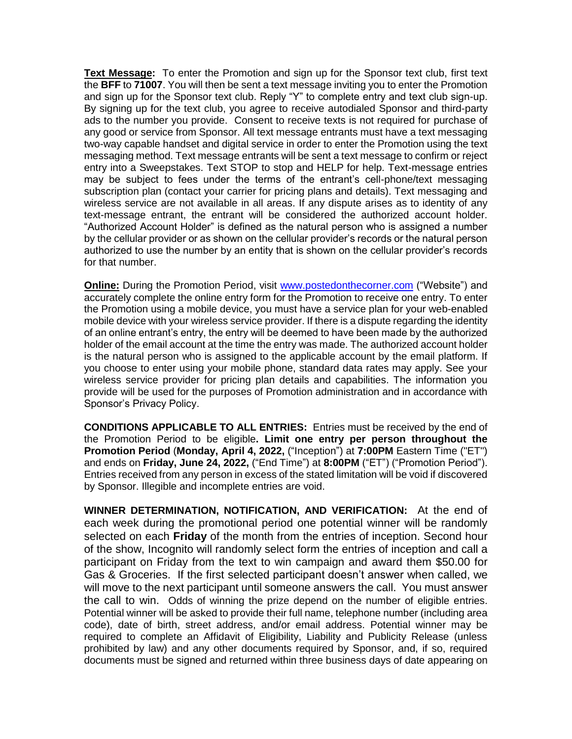**Text Message:** To enter the Promotion and sign up for the Sponsor text club, first text the **BFF** to **71007**. You will then be sent a text message inviting you to enter the Promotion and sign up for the Sponsor text club. Reply "Y" to complete entry and text club sign-up. By signing up for the text club, you agree to receive autodialed Sponsor and third-party ads to the number you provide. Consent to receive texts is not required for purchase of any good or service from Sponsor. All text message entrants must have a text messaging two-way capable handset and digital service in order to enter the Promotion using the text messaging method. Text message entrants will be sent a text message to confirm or reject entry into a Sweepstakes. Text STOP to stop and HELP for help. Text-message entries may be subject to fees under the terms of the entrant's cell-phone/text messaging subscription plan (contact your carrier for pricing plans and details). Text messaging and wireless service are not available in all areas. If any dispute arises as to identity of any text-message entrant, the entrant will be considered the authorized account holder. "Authorized Account Holder" is defined as the natural person who is assigned a number by the cellular provider or as shown on the cellular provider's records or the natural person authorized to use the number by an entity that is shown on the cellular provider's records for that number.

**Online:** During the Promotion Period, visit www.postedonthecorner.com ("Website") and accurately complete the online entry form for the Promotion to receive one entry. To enter the Promotion using a mobile device, you must have a service plan for your web-enabled mobile device with your wireless service provider. If there is a dispute regarding the identity of an online entrant's entry, the entry will be deemed to have been made by the authorized holder of the email account at the time the entry was made. The authorized account holder is the natural person who is assigned to the applicable account by the email platform. If you choose to enter using your mobile phone, standard data rates may apply. See your wireless service provider for pricing plan details and capabilities. The information you provide will be used for the purposes of Promotion administration and in accordance with Sponsor's Privacy Policy.

**CONDITIONS APPLICABLE TO ALL ENTRIES:** Entries must be received by the end of the Promotion Period to be eligible**. Limit one entry per person throughout the Promotion Period** (**Monday, April 4, 2022,** ("Inception") at **7:00PM** Eastern Time ("ET") and ends on **Friday, June 24, 2022,** ("End Time") at **8:00PM** ("ET") ("Promotion Period"). Entries received from any person in excess of the stated limitation will be void if discovered by Sponsor. Illegible and incomplete entries are void.

**WINNER DETERMINATION, NOTIFICATION, AND VERIFICATION:** At the end of each week during the promotional period one potential winner will be randomly selected on each **Friday** of the month from the entries of inception. Second hour of the show, Incognito will randomly select form the entries of inception and call a participant on Friday from the text to win campaign and award them $50.00 for Gas & Groceries. If the first selected participant doesn't answer when called, we will move to the next participant until someone answers the call. You must answer the call to win. Odds of winning the prize depend on the number of eligible entries. Potential winner will be asked to provide their full name, telephone number (including area code), date of birth, street address, and/or email address. Potential winner may be required to complete an Affidavit of Eligibility, Liability and Publicity Release (unless prohibited by law) and any other documents required by Sponsor, and, if so, required documents must be signed and returned within three business days of date appearing on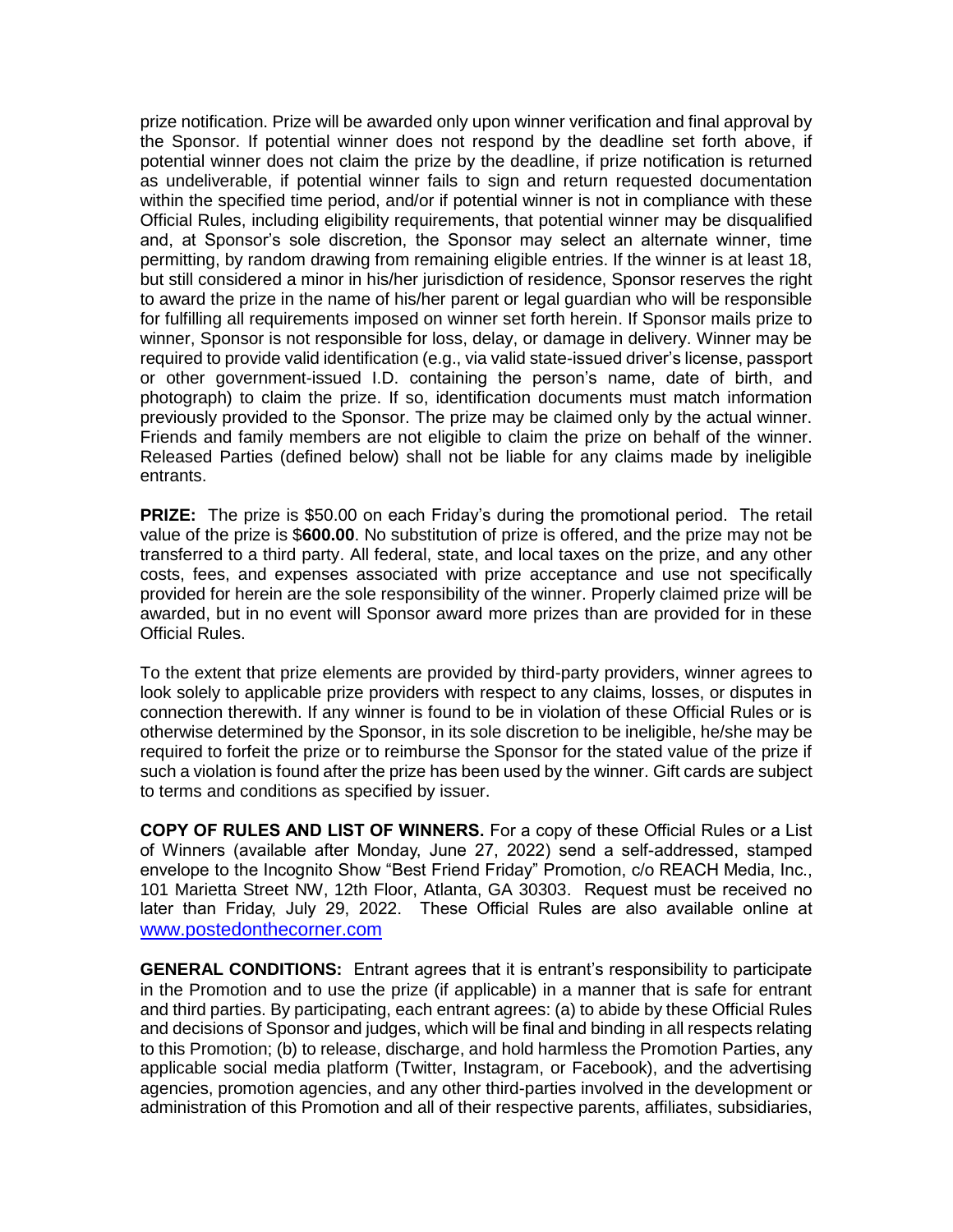prize notification. Prize will be awarded only upon winner verification and final approval by the Sponsor. If potential winner does not respond by the deadline set forth above, if potential winner does not claim the prize by the deadline, if prize notification is returned as undeliverable, if potential winner fails to sign and return requested documentation within the specified time period, and/or if potential winner is not in compliance with these Official Rules, including eligibility requirements, that potential winner may be disqualified and, at Sponsor's sole discretion, the Sponsor may select an alternate winner, time permitting, by random drawing from remaining eligible entries. If the winner is at least 18, but still considered a minor in his/her jurisdiction of residence, Sponsor reserves the right to award the prize in the name of his/her parent or legal guardian who will be responsible for fulfilling all requirements imposed on winner set forth herein. If Sponsor mails prize to winner, Sponsor is not responsible for loss, delay, or damage in delivery. Winner may be required to provide valid identification (e.g., via valid state-issued driver's license, passport or other government-issued I.D. containing the person's name, date of birth, and photograph) to claim the prize. If so, identification documents must match information previously provided to the Sponsor. The prize may be claimed only by the actual winner. Friends and family members are not eligible to claim the prize on behalf of the winner. Released Parties (defined below) shall not be liable for any claims made by ineligible entrants.

**PRIZE:** The prize is $50.00 on each Friday's during the promotional period. The retail value of the prize is $**600.00**. No substitution of prize is offered, and the prize may not be transferred to a third party. All federal, state, and local taxes on the prize, and any other costs, fees, and expenses associated with prize acceptance and use not specifically provided for herein are the sole responsibility of the winner. Properly claimed prize will be awarded, but in no event will Sponsor award more prizes than are provided for in these Official Rules.

To the extent that prize elements are provided by third-party providers, winner agrees to look solely to applicable prize providers with respect to any claims, losses, or disputes in connection therewith. If any winner is found to be in violation of these Official Rules or is otherwise determined by the Sponsor, in its sole discretion to be ineligible, he/she may be required to forfeit the prize or to reimburse the Sponsor for the stated value of the prize if such a violation is found after the prize has been used by the winner. Gift cards are subject to terms and conditions as specified by issuer.

**COPY OF RULES AND LIST OF WINNERS.** For a copy of these Official Rules or a List of Winners (available after Monday, June 27, 2022) send a self-addressed, stamped envelope to the Incognito Show "Best Friend Friday" Promotion, c/o REACH Media, Inc., 101 Marietta Street NW, 12th Floor, Atlanta, GA 30303. Request must be received no later than Friday, July 29, 2022. These Official Rules are also available online at [www.postedonthecorner.com](www.postedonthecorner.com)

**GENERAL CONDITIONS:** Entrant agrees that it is entrant's responsibility to participate in the Promotion and to use the prize (if applicable) in a manner that is safe for entrant and third parties. By participating, each entrant agrees: (a) to abide by these Official Rules and decisions of Sponsor and judges, which will be final and binding in all respects relating to this Promotion; (b) to release, discharge, and hold harmless the Promotion Parties, any applicable social media platform (Twitter, Instagram, or Facebook), and the advertising agencies, promotion agencies, and any other third-parties involved in the development or administration of this Promotion and all of their respective parents, affiliates, subsidiaries,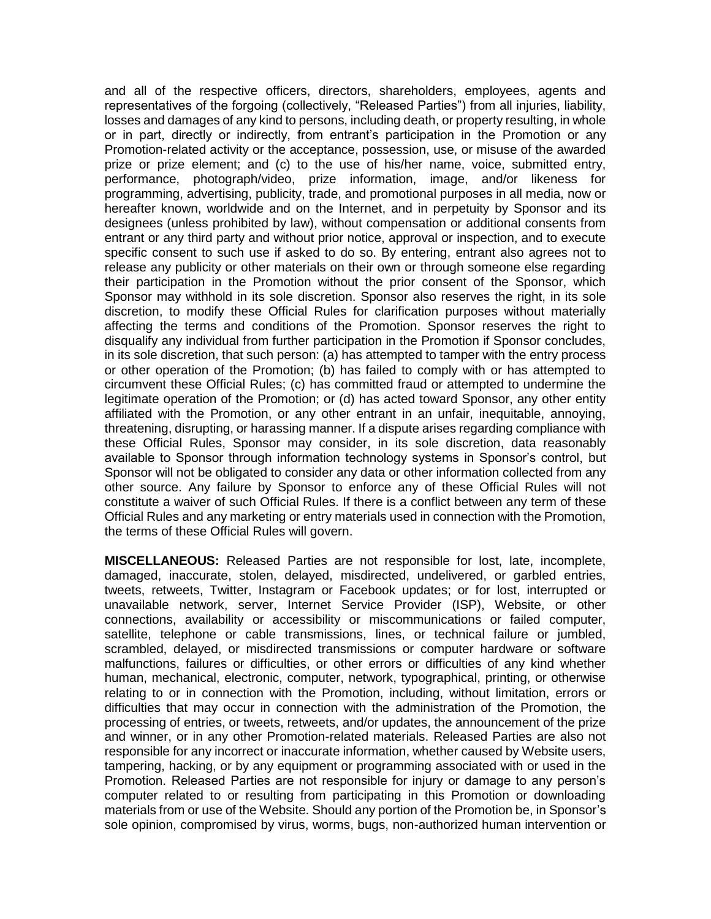and all of the respective officers, directors, shareholders, employees, agents and representatives of the forgoing (collectively, "Released Parties") from all injuries, liability, losses and damages of any kind to persons, including death, or property resulting, in whole or in part, directly or indirectly, from entrant's participation in the Promotion or any Promotion-related activity or the acceptance, possession, use, or misuse of the awarded prize or prize element; and (c) to the use of his/her name, voice, submitted entry, performance, photograph/video, prize information, image, and/or likeness for programming, advertising, publicity, trade, and promotional purposes in all media, now or hereafter known, worldwide and on the Internet, and in perpetuity by Sponsor and its designees (unless prohibited by law), without compensation or additional consents from entrant or any third party and without prior notice, approval or inspection, and to execute specific consent to such use if asked to do so. By entering, entrant also agrees not to release any publicity or other materials on their own or through someone else regarding their participation in the Promotion without the prior consent of the Sponsor, which Sponsor may withhold in its sole discretion. Sponsor also reserves the right, in its sole discretion, to modify these Official Rules for clarification purposes without materially affecting the terms and conditions of the Promotion. Sponsor reserves the right to disqualify any individual from further participation in the Promotion if Sponsor concludes, in its sole discretion, that such person: (a) has attempted to tamper with the entry process or other operation of the Promotion; (b) has failed to comply with or has attempted to circumvent these Official Rules; (c) has committed fraud or attempted to undermine the legitimate operation of the Promotion; or (d) has acted toward Sponsor, any other entity affiliated with the Promotion, or any other entrant in an unfair, inequitable, annoying, threatening, disrupting, or harassing manner. If a dispute arises regarding compliance with these Official Rules, Sponsor may consider, in its sole discretion, data reasonably available to Sponsor through information technology systems in Sponsor's control, but Sponsor will not be obligated to consider any data or other information collected from any other source. Any failure by Sponsor to enforce any of these Official Rules will not constitute a waiver of such Official Rules. If there is a conflict between any term of these Official Rules and any marketing or entry materials used in connection with the Promotion, the terms of these Official Rules will govern.

**MISCELLANEOUS:** Released Parties are not responsible for lost, late, incomplete, damaged, inaccurate, stolen, delayed, misdirected, undelivered, or garbled entries, tweets, retweets, Twitter, Instagram or Facebook updates; or for lost, interrupted or unavailable network, server, Internet Service Provider (ISP), Website, or other connections, availability or accessibility or miscommunications or failed computer, satellite, telephone or cable transmissions, lines, or technical failure or jumbled, scrambled, delayed, or misdirected transmissions or computer hardware or software malfunctions, failures or difficulties, or other errors or difficulties of any kind whether human, mechanical, electronic, computer, network, typographical, printing, or otherwise relating to or in connection with the Promotion, including, without limitation, errors or difficulties that may occur in connection with the administration of the Promotion, the processing of entries, or tweets, retweets, and/or updates, the announcement of the prize and winner, or in any other Promotion-related materials. Released Parties are also not responsible for any incorrect or inaccurate information, whether caused by Website users, tampering, hacking, or by any equipment or programming associated with or used in the Promotion. Released Parties are not responsible for injury or damage to any person's computer related to or resulting from participating in this Promotion or downloading materials from or use of the Website. Should any portion of the Promotion be, in Sponsor's sole opinion, compromised by virus, worms, bugs, non-authorized human intervention or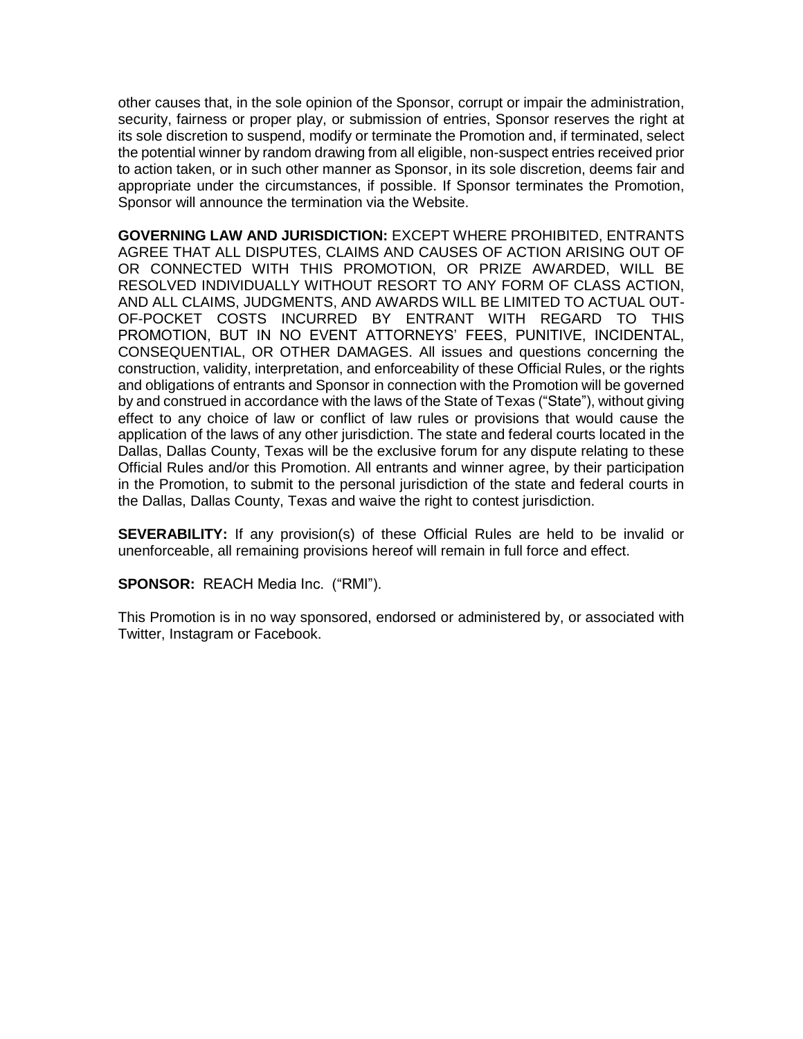other causes that, in the sole opinion of the Sponsor, corrupt or impair the administration, security, fairness or proper play, or submission of entries, Sponsor reserves the right at its sole discretion to suspend, modify or terminate the Promotion and, if terminated, select the potential winner by random drawing from all eligible, non-suspect entries received prior to action taken, or in such other manner as Sponsor, in its sole discretion, deems fair and appropriate under the circumstances, if possible. If Sponsor terminates the Promotion, Sponsor will announce the termination via the Website.

**GOVERNING LAW AND JURISDICTION:** EXCEPT WHERE PROHIBITED, ENTRANTS AGREE THAT ALL DISPUTES, CLAIMS AND CAUSES OF ACTION ARISING OUT OF OR CONNECTED WITH THIS PROMOTION, OR PRIZE AWARDED, WILL BE RESOLVED INDIVIDUALLY WITHOUT RESORT TO ANY FORM OF CLASS ACTION, AND ALL CLAIMS, JUDGMENTS, AND AWARDS WILL BE LIMITED TO ACTUAL OUT-OF-POCKET COSTS INCURRED BY ENTRANT WITH REGARD TO THIS PROMOTION, BUT IN NO EVENT ATTORNEYS' FEES, PUNITIVE, INCIDENTAL, CONSEQUENTIAL, OR OTHER DAMAGES. All issues and questions concerning the construction, validity, interpretation, and enforceability of these Official Rules, or the rights and obligations of entrants and Sponsor in connection with the Promotion will be governed by and construed in accordance with the laws of the State of Texas ("State"), without giving effect to any choice of law or conflict of law rules or provisions that would cause the application of the laws of any other jurisdiction. The state and federal courts located in the Dallas, Dallas County, Texas will be the exclusive forum for any dispute relating to these Official Rules and/or this Promotion. All entrants and winner agree, by their participation in the Promotion, to submit to the personal jurisdiction of the state and federal courts in the Dallas, Dallas County, Texas and waive the right to contest jurisdiction.

**SEVERABILITY:** If any provision(s) of these Official Rules are held to be invalid or unenforceable, all remaining provisions hereof will remain in full force and effect.

**SPONSOR:** REACH Media Inc. ("RMI").

This Promotion is in no way sponsored, endorsed or administered by, or associated with Twitter, Instagram or Facebook.